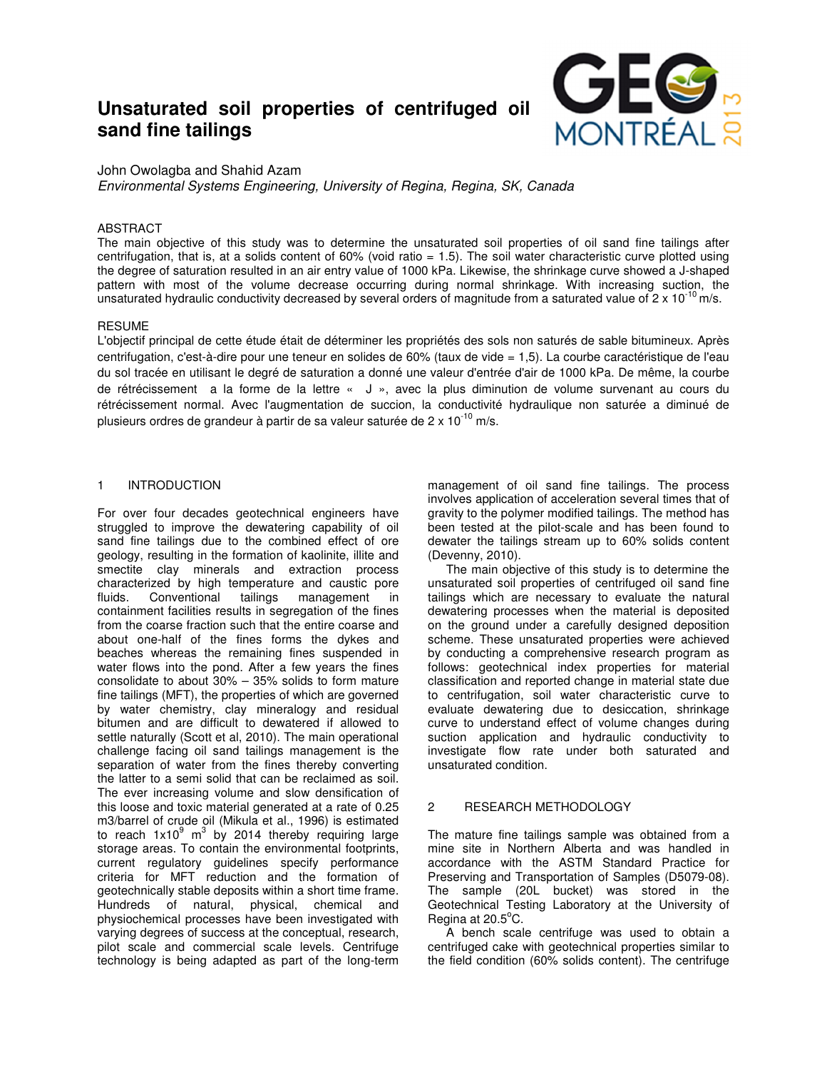# Unsaturated soil properties of centrifuged oil sand fine tailings

John Owolagba and Shahid Azam
*Environmental Systems Engineering, University of Regina, Regina, SK, Canada*

## ABSTRACT

The main objective of this study was to determine the unsaturated soil properties of oil sand fine tailings after centrifugation, that is, at a solids content of 60% (void ratio = 1.5). The soil water characteristic curve plotted using the degree of saturation resulted in an air entry value of 1000 kPa. Likewise, the shrinkage curve showed a J-shaped pattern with most of the volume decrease occurring during normal shrinkage. With increasing suction, the unsaturated hydraulic conductivity decreased by several orders of magnitude from a saturated value of $2 \times 10^{-10}$ m/s.

## RESUME

L'objectif principal de cette étude était de déterminer les propriétés des sols non saturés de sable bitumineux. Après centrifugation, c'est-à-dire pour une teneur en solides de 60% (taux de vide = 1,5). La courbe caractéristique de l'eau du sol tracée en utilisant le degré de saturation a donné une valeur d'entrée d'air de 1000 kPa. De même, la courbe de rétrécissement a la forme de la lettre « J », avec la plus diminution de volume survenant au cours du rétrécissement normal. Avec l'augmentation de succion, la conductivité hydraulique non saturée a diminué de plusieurs ordres de grandeur à partir de sa valeur saturée de $2 \times 10^{-10}$ m/s.

## 1 INTRODUCTION

For over four decades geotechnical engineers have struggled to improve the dewatering capability of oil sand fine tailings due to the combined effect of ore geology, resulting in the formation of kaolinite, illite and smectite clay minerals and extraction process characterized by high temperature and caustic pore fluids. Conventional tailings management in containment facilities results in segregation of the fines from the coarse fraction such that the entire coarse and about one-half of the fines forms the dykes and beaches whereas the remaining fines suspended in water flows into the pond. After a few years the fines consolidate to about 30% – 35% solids to form mature fine tailings (MFT), the properties of which are governed by water chemistry, clay mineralogy and residual bitumen and are difficult to dewatered if allowed to settle naturally (Scott et al, 2010). The main operational challenge facing oil sand tailings management is the separation of water from the fines thereby converting the latter to a semi solid that can be reclaimed as soil. The ever increasing volume and slow densification of this loose and toxic material generated at a rate of 0.25 m3/barrel of crude oil (Mikula et al., 1996) is estimated to reach $1 \times 10^{9}$ $m^{3}$ by 2014 thereby requiring large storage areas. To contain the environmental footprints, current regulatory guidelines specify performance criteria for MFT reduction and the formation of geotechnically stable deposits within a short time frame. Hundreds of natural, physical, chemical and physiochemical processes have been investigated with varying degrees of success at the conceptual, research, pilot scale and commercial scale levels. Centrifuge technology is being adapted as part of the long-term management of oil sand fine tailings. The process involves application of acceleration several times that of gravity to the polymer modified tailings. The method has been tested at the pilot-scale and has been found to dewater the tailings stream up to 60% solids content (Devenny, 2010).

The main objective of this study is to determine the unsaturated soil properties of centrifuged oil sand fine tailings which are necessary to evaluate the natural dewatering processes when the material is deposited on the ground under a carefully designed deposition scheme. These unsaturated properties were achieved by conducting a comprehensive research program as follows: geotechnical index properties for material classification and reported change in material state due to centrifugation, soil water characteristic curve to evaluate dewatering due to desiccation, shrinkage curve to understand effect of volume changes during suction application and hydraulic conductivity to investigate flow rate under both saturated and unsaturated condition.

## 2 RESEARCH METHODOLOGY

The mature fine tailings sample was obtained from a mine site in Northern Alberta and was handled in accordance with the ASTM Standard Practice for Preserving and Transportation of Samples (D5079-08). The sample (20L bucket) was stored in the Geotechnical Testing Laboratory at the University of Regina at 20.5°C.

A bench scale centrifuge was used to obtain a centrifuged cake with geotechnical properties similar to the field condition (60% solids content). The centrifuge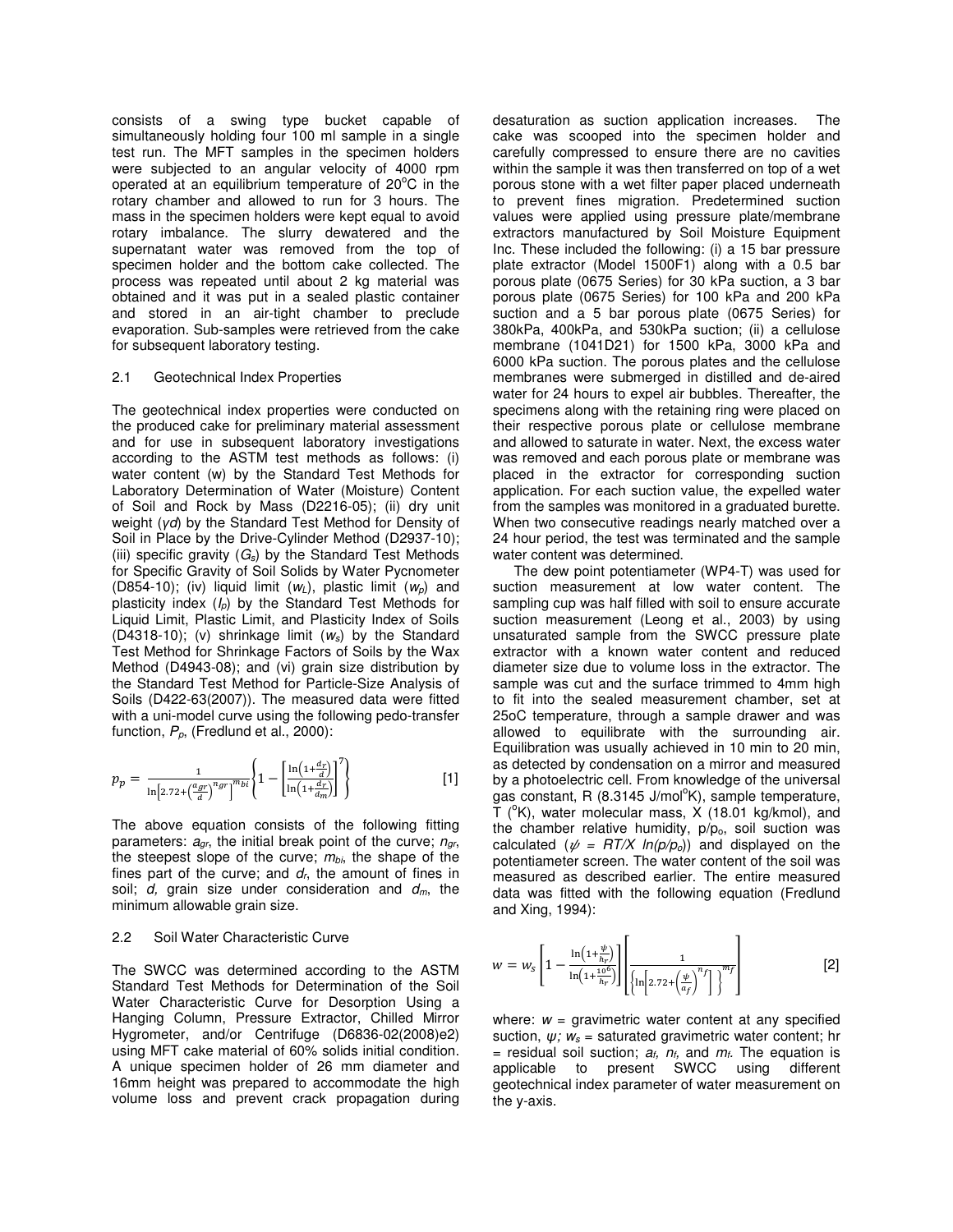consists of a swing type bucket capable of simultaneously holding four 100 ml sample in a single test run. The MFT samples in the specimen holders were subjected to an angular velocity of 4000 rpm operated at an equilibrium temperature of 20°C in the rotary chamber and allowed to run for 3 hours. The mass in the specimen holders were kept equal to avoid rotary imbalance. The slurry dewatered and the supernatant water was removed from the top of specimen holder and the bottom cake collected. The process was repeated until about 2 kg material was obtained and it was put in a sealed plastic container and stored in an air-tight chamber to preclude evaporation. Sub-samples were retrieved from the cake for subsequent laboratory testing.

## 2.1 Geotechnical Index Properties

The geotechnical index properties were conducted on the produced cake for preliminary material assessment and for use in subsequent laboratory investigations according to the ASTM test methods as follows: (i) water content (w) by the Standard Test Methods for Laboratory Determination of Water (Moisture) Content of Soil and Rock by Mass (D2216-05); (ii) dry unit weight ($\gamma d$) by the Standard Test Method for Density of Soil in Place by the Drive-Cylinder Method (D2937-10); (iii) specific gravity ($G_s$) by the Standard Test Methods for Specific Gravity of Soil Solids by Water Pycnometer (D854-10); (iv) liquid limit ($w_L$), plastic limit ($w_p$) and plasticity index ($I_p$) by the Standard Test Methods for Liquid Limit, Plastic Limit, and Plasticity Index of Soils (D4318-10); (v) shrinkage limit ($w_s$) by the Standard Test Method for Shrinkage Factors of Soils by the Wax Method (D4943-08); and (vi) grain size distribution by the Standard Test Method for Particle-Size Analysis of Soils (D422-63(2007)). The measured data were fitted with a uni-model curve using the following pedo-transfer function, $P_p$, (Fredlund et al., 2000):

$$p_p = \frac{1}{\ln\left[2.72+\left(\frac{a_{gr}}{d}\right)^{n_{gr}}\right]^{m_{bi}}}\left\{1-\left[\frac{\ln\left(1+\frac{d_r}{d}\right)}{\ln\left(1+\frac{d_r}{d_m}\right)}\right]^7\right\} \quad [1]$$

The above equation consists of the following fitting parameters: $a_{gr}$, the initial break point of the curve; $n_{gr}$, the steepest slope of the curve; $m_{bi}$, the shape of the fines part of the curve; and $d_r$, the amount of fines in soil; $d$, grain size under consideration and $d_m$, the minimum allowable grain size.

## 2.2 Soil Water Characteristic Curve

The SWCC was determined according to the ASTM Standard Test Methods for Determination of the Soil Water Characteristic Curve for Desorption Using a Hanging Column, Pressure Extractor, Chilled Mirror Hygrometer, and/or Centrifuge (D6836-02(2008)e2) using MFT cake material of 60% solids initial condition. A unique specimen holder of 26 mm diameter and 16mm height was prepared to accommodate the high volume loss and prevent crack propagation during desaturation as suction application increases. The cake was scooped into the specimen holder and carefully compressed to ensure there are no cavities within the sample it was then transferred on top of a wet porous stone with a wet filter paper placed underneath to prevent fines migration. Predetermined suction values were applied using pressure plate/membrane extractors manufactured by Soil Moisture Equipment Inc. These included the following: (i) a 15 bar pressure plate extractor (Model 1500F1) along with a 0.5 bar porous plate (0675 Series) for 30 kPa suction, a 3 bar porous plate (0675 Series) for 100 kPa and 200 kPa suction and a 5 bar porous plate (0675 Series) for 380kPa, 400kPa, and 530kPa suction; (ii) a cellulose membrane (1041D21) for 1500 kPa, 3000 kPa and 6000 kPa suction. The porous plates and the cellulose membranes were submerged in distilled and de-aired water for 24 hours to expel air bubbles. Thereafter, the specimens along with the retaining ring were placed on their respective porous plate or cellulose membrane and allowed to saturate in water. Next, the excess water was removed and each porous plate or membrane was placed in the extractor for corresponding suction application. For each suction value, the expelled water from the samples was monitored in a graduated burette. When two consecutive readings nearly matched over a 24 hour period, the test was terminated and the sample water content was determined.

The dew point potentiameter (WP4-T) was used for suction measurement at low water content. The sampling cup was half filled with soil to ensure accurate suction measurement (Leong et al., 2003) by using unsaturated sample from the SWCC pressure plate extractor with a known water content and reduced diameter size due to volume loss in the extractor. The sample was cut and the surface trimmed to 4mm high to fit into the sealed measurement chamber, set at 25oC temperature, through a sample drawer and was allowed to equilibrate with the surrounding air. Equilibration was usually achieved in 10 min to 20 min, as detected by condensation on a mirror and measured by a photoelectric cell. From knowledge of the universal gas constant, R (8.3145 J/mol°K), sample temperature, T (°K), water molecular mass, X (18.01 kg/kmol), and the chamber relative humidity, $p/p_o$, soil suction was calculated ($\psi = RT/X \ln(p/p_o)$) and displayed on the potentiameter screen. The water content of the soil was measured as described earlier. The entire measured data was fitted with the following equation (Fredlund and Xing, 1994):

$$w = w_s\left[1-\frac{\ln\left(1+\frac{\psi}{h_r}\right)}{\ln\left(1+\frac{10^6}{h_r}\right)}\right]\left[\frac{1}{\left\{\ln\left[2.72+\left(\frac{\psi}{a_f}\right)^{n_f}\right]\right\}^{m_f}}\right] \quad [2]$$

where: $w$ = gravimetric water content at any specified suction, $\psi$; $w_s$ = saturated gravimetric water content; hr = residual soil suction; $a_f$, $n_f$, and $m_f$. The equation is applicable to present SWCC using different geotechnical index parameter of water measurement on the y-axis.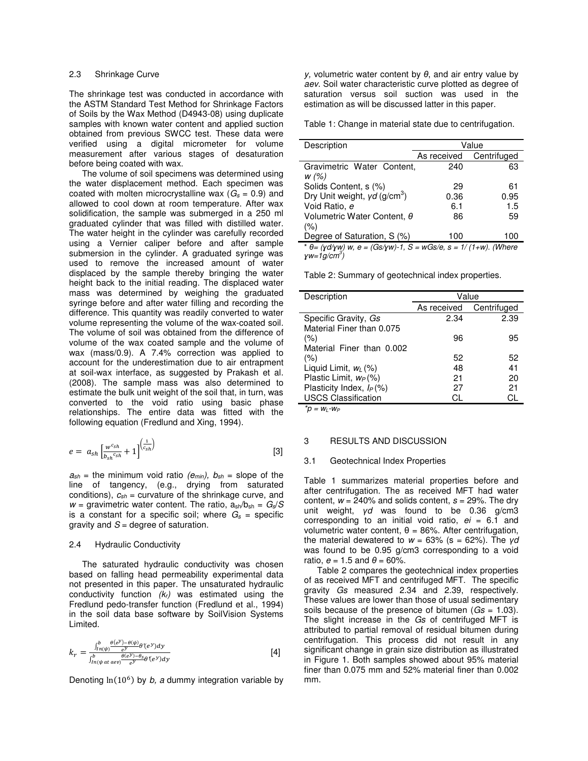### 2.3 Shrinkage Curve

The shrinkage test was conducted in accordance with the ASTM Standard Test Method for Shrinkage Factors of Soils by the Wax Method (D4943-08) using duplicate samples with known water content and applied suction obtained from previous SWCC test. These data were verified using a digital micrometer for volume measurement after various stages of desaturation before being coated with wax.

The volume of soil specimens was determined using the water displacement method. Each specimen was coated with molten microcrystalline wax ($G_s$ = 0.9) and allowed to cool down at room temperature. After wax solidification, the sample was submerged in a 250 ml graduated cylinder that was filled with distilled water. The water height in the cylinder was carefully recorded using a Vernier caliper before and after sample submersion in the cylinder. A graduated syringe was used to remove the increased amount of water displaced by the sample thereby bringing the water height back to the initial reading. The displaced water mass was determined by weighing the graduated syringe before and after water filling and recording the difference. This quantity was readily converted to water volume representing the volume of the wax-coated soil. The volume of soil was obtained from the difference of volume of the wax coated sample and the volume of wax (mass/0.9). A 7.4% correction was applied to account for the underestimation due to air entrapment at soil-wax interface, as suggested by Prakash et al. (2008). The sample mass was also determined to estimate the bulk unit weight of the soil that, in turn, was converted to the void ratio using basic phase relationships. The entire data was fitted with the following equation (Fredlund and Xing, 1994).

$$e = a_{sh}\left[\frac{w^{c_{sh}}}{b_{sh}{}^{c_{sh}}}+1\right]^{\left(\frac{1}{c_{sh}}\right)} \quad [3]$$

$a_{sh}$ = the minimum void ratio *($e_{min}$), $b_{sh}$* = slope of the line of tangency, (e.g., drying from saturated conditions), $c_{sh}$ = curvature of the shrinkage curve, and $w$ = gravimetric water content. The ratio, $a_{sh}/b_{sh} = G_s/S$ is a constant for a specific soil; where $G_s$ = specific gravity and $S$ = degree of saturation.

### 2.4 Hydraulic Conductivity

The saturated hydraulic conductivity was chosen based on falling head permeability experimental data not presented in this paper. The unsaturated hydraulic conductivity function *($k_r$)* was estimated using the Fredlund pedo-transfer function (Fredlund et al., 1994) in the soil data base software by SoilVision Systems Limited.

$$k_r = \frac{\int_{\ln(\psi)}^{b}\frac{\theta(e^y)-\theta(\psi)}{e^y}\theta'(e^y)dy}{\int_{\ln(\psi\ at\ aev)}^{b}\frac{\theta(e^y)-\theta_s}{e^y}\theta'(e^y)dy} \quad [4]$$

Denoting $\ln(10^6)$ by *b, a* dummy integration variable by *y*, volumetric water content by *θ*, and air entry value by *aev*. Soil water characteristic curve plotted as degree of saturation versus soil suction was used in the estimation as will be discussed latter in this paper.

Table 1: Change in material state due to centrifugation.

| Description | Value | |
|---|---|---|
| | As received | Centrifuged |
| Gravimetric Water Content, *w (%)* | 240 | 63 |
| Solids Content, s (%) | 29 | 61 |
| Dry Unit weight, $\gamma d$ (g/cm$^3$) | 0.36 | 0.95 |
| Void Ratio, *e* | 6.1 | 1.5 |
| Volumetric Water Content, *θ* (%) | 86 | 59 |
| Degree of Saturation, S (%) | 100 | 100 |

\* *θ= (γd/γw) w, e = (Gs/γw)-1, S = wGs/e, s = 1/ (1+w). (Where γw=1g/cm$^3$)*

Table 2: Summary of geotechnical index properties.

| Description | Value | |
|---|---|---|
| | As received | Centrifuged |
| Specific Gravity, *Gs* | 2.34 | 2.39 |
| Material Finer than 0.075 (%) | 96 | 95 |
| Material Finer than 0.002 (%) | 52 | 52 |
| Liquid Limit, $w_L$ (%) | 48 | 41 |
| Plastic Limit, $w_P$ (%) | 21 | 20 |
| Plasticity Index, $I_P$ (%) | 27 | 21 |
| USCS Classification | CL | CL |

*$^*p = w_L - w_P$*

## 3 RESULTS AND DISCUSSION

### 3.1 Geotechnical Index Properties

Table 1 summarizes material properties before and after centrifugation. The as received MFT had water content, $w$ = 240% and solids content, $s$ = 29%. The dry unit weight, $\gamma d$ was found to be 0.36 g/cm3 corresponding to an initial void ratio, $ei$ = 6.1 and volumetric water content, θ = 86%. After centrifugation, the material dewatered to $w$ = 63% (s = 62%). The $\gamma d$ was found to be 0.95 g/cm3 corresponding to a void ratio, $e$ = 1.5 and θ = 60%.

Table 2 compares the geotechnical index properties of as received MFT and centrifuged MFT. The specific gravity *Gs* measured 2.34 and 2.39, respectively. These values are lower than those of usual sedimentary soils because of the presence of bitumen (*Gs* = 1.03). The slight increase in the *Gs* of centrifuged MFT is attributed to partial removal of residual bitumen during centrifugation. This process did not result in any significant change in grain size distribution as illustrated in Figure 1. Both samples showed about 95% material finer than 0.075 mm and 52% material finer than 0.002 mm.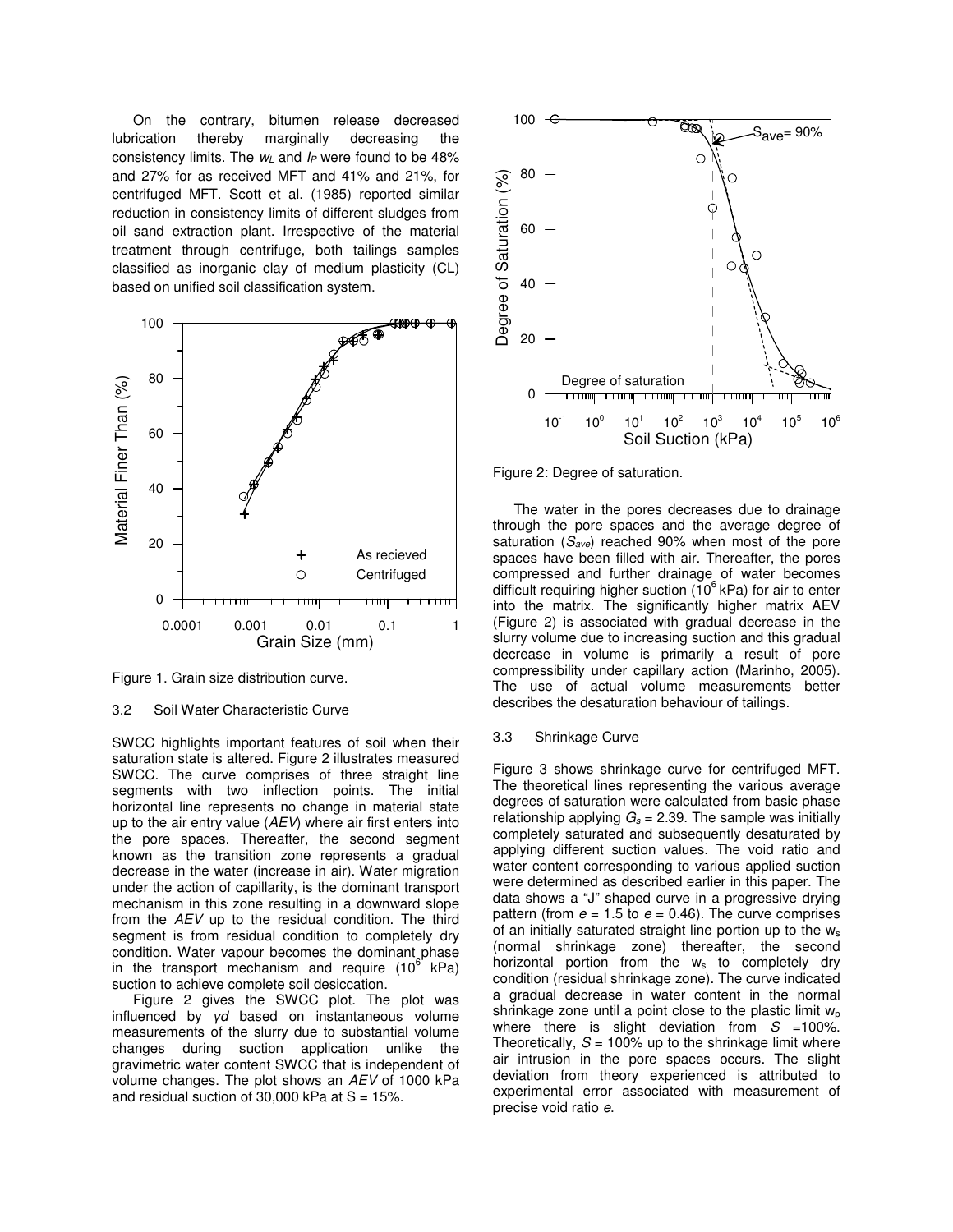On the contrary, bitumen release decreased lubrication thereby marginally decreasing the consistency limits. The $w_L$ and $I_P$ were found to be 48% and 27% for as received MFT and 41% and 21%, for centrifuged MFT. Scott et al. (1985) reported similar reduction in consistency limits of different sludges from oil sand extraction plant. Irrespective of the material treatment through centrifuge, both tailings samples classified as inorganic clay of medium plasticity (CL) based on unified soil classification system.

Figure 1. Grain size distribution curve.

### 3.2 Soil Water Characteristic Curve

SWCC highlights important features of soil when their saturation state is altered. Figure 2 illustrates measured SWCC. The curve comprises of three straight line segments with two inflection points. The initial horizontal line represents no change in material state up to the air entry value (*AEV*) where air first enters into the pore spaces. Thereafter, the second segment known as the transition zone represents a gradual decrease in the water (increase in air). Water migration under the action of capillarity, is the dominant transport mechanism in this zone resulting in a downward slope from the *AEV* up to the residual condition. The third segment is from residual condition to completely dry condition. Water vapour becomes the dominant phase in the transport mechanism and require ($10^6$ kPa) suction to achieve complete soil desiccation.

Figure 2 gives the SWCC plot. The plot was influenced by $\gamma d$ based on instantaneous volume measurements of the slurry due to substantial volume changes during suction application unlike the gravimetric water content SWCC that is independent of volume changes. The plot shows an *AEV* of 1000 kPa and residual suction of 30,000 kPa at S = 15%.

Figure 2: Degree of saturation.

The water in the pores decreases due to drainage through the pore spaces and the average degree of saturation ($S_{ave}$) reached 90% when most of the pore spaces have been filled with air. Thereafter, the pores compressed and further drainage of water becomes difficult requiring higher suction ($10^6$ kPa) for air to enter into the matrix. The significantly higher matrix AEV (Figure 2) is associated with gradual decrease in the slurry volume due to increasing suction and this gradual decrease in volume is primarily a result of pore compressibility under capillary action (Marinho, 2005). The use of actual volume measurements better describes the desaturation behaviour of tailings.

### 3.3 Shrinkage Curve

Figure 3 shows shrinkage curve for centrifuged MFT. The theoretical lines representing the various average degrees of saturation were calculated from basic phase relationship applying $G_s = 2.39$. The sample was initially completely saturated and subsequently desaturated by applying different suction values. The void ratio and water content corresponding to various applied suction were determined as described earlier in this paper. The data shows a "J" shaped curve in a progressive drying pattern (from $e = 1.5$ to $e = 0.46$). The curve comprises of an initially saturated straight line portion up to the $w_s$ (normal shrinkage zone) thereafter, the second horizontal portion from the $w_s$ to completely dry condition (residual shrinkage zone). The curve indicated a gradual decrease in water content in the normal shrinkage zone until a point close to the plastic limit $w_p$ where there is slight deviation from $S$ =100%. Theoretically, $S$ = 100% up to the shrinkage limit where air intrusion in the pore spaces occurs. The slight deviation from theory experienced is attributed to experimental error associated with measurement of precise void ratio $e$.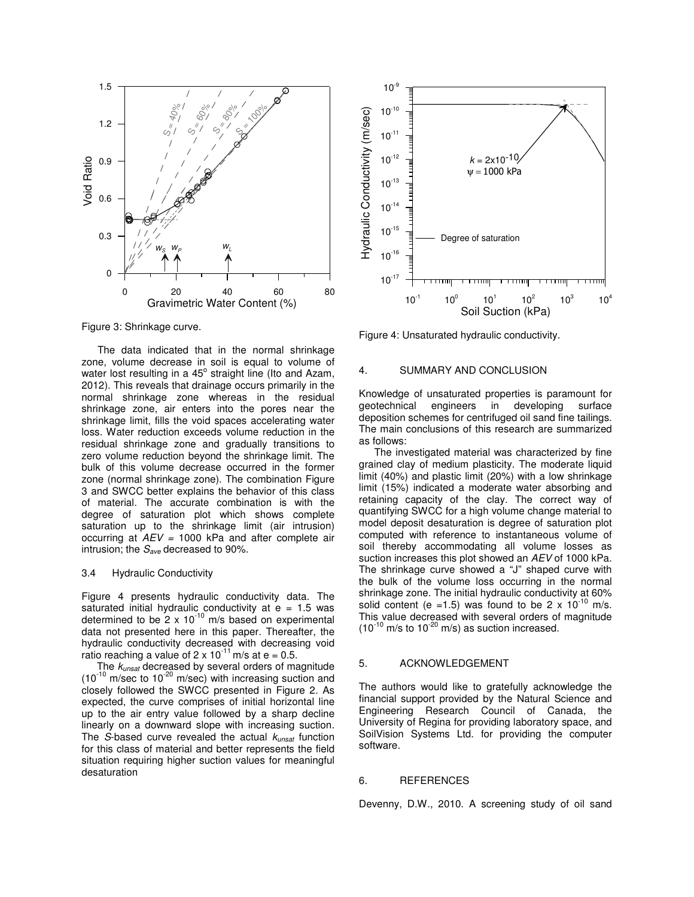Figure 3: Shrinkage curve.

The data indicated that in the normal shrinkage zone, volume decrease in soil is equal to volume of water lost resulting in a 45° straight line (Ito and Azam, 2012). This reveals that drainage occurs primarily in the normal shrinkage zone whereas in the residual shrinkage zone, air enters into the pores near the shrinkage limit, fills the void spaces accelerating water loss. Water reduction exceeds volume reduction in the residual shrinkage zone and gradually transitions to zero volume reduction beyond the shrinkage limit. The bulk of this volume decrease occurred in the former zone (normal shrinkage zone). The combination Figure 3 and SWCC better explains the behavior of this class of material. The accurate combination is with the degree of saturation plot which shows complete saturation up to the shrinkage limit (air intrusion) occurring at *AEV* = 1000 kPa and after complete air intrusion; the $S_{ave}$ decreased to 90%.

### 3.4 Hydraulic Conductivity

Figure 4 presents hydraulic conductivity data. The saturated initial hydraulic conductivity at e = 1.5 was determined to be 2 x $10^{-10}$ m/s based on experimental data not presented here in this paper. Thereafter, the hydraulic conductivity decreased with decreasing void ratio reaching a value of 2 x $10^{-11}$ m/s at e = 0.5.

The $k_{unsat}$ decreased by several orders of magnitude ($10^{-10}$ m/sec to $10^{-20}$ m/sec) with increasing suction and closely followed the SWCC presented in Figure 2. As expected, the curve comprises of initial horizontal line up to the air entry value followed by a sharp decline linearly on a downward slope with increasing suction. The *S*-based curve revealed the actual $k_{unsat}$ function for this class of material and better represents the field situation requiring higher suction values for meaningful desaturation

Figure 4: Unsaturated hydraulic conductivity.

## 4. SUMMARY AND CONCLUSION

Knowledge of unsaturated properties is paramount for geotechnical engineers in developing surface deposition schemes for centrifuged oil sand fine tailings. The main conclusions of this research are summarized as follows:

The investigated material was characterized by fine grained clay of medium plasticity. The moderate liquid limit (40%) and plastic limit (20%) with a low shrinkage limit (15%) indicated a moderate water absorbing and retaining capacity of the clay. The correct way of quantifying SWCC for a high volume change material to model deposit desaturation is degree of saturation plot computed with reference to instantaneous volume of soil thereby accommodating all volume losses as suction increases this plot showed an *AEV* of 1000 kPa. The shrinkage curve showed a "J" shaped curve with the bulk of the volume loss occurring in the normal shrinkage zone. The initial hydraulic conductivity at 60% solid content (e =1.5) was found to be 2 x $10^{-10}$ m/s. This value decreased with several orders of magnitude ($10^{-10}$ m/s to $10^{-20}$ m/s) as suction increased.

## 5. ACKNOWLEDGEMENT

The authors would like to gratefully acknowledge the financial support provided by the Natural Science and Engineering Research Council of Canada, the University of Regina for providing laboratory space, and SoilVision Systems Ltd. for providing the computer software.

## 6. REFERENCES

Devenny, D.W., 2010. A screening study of oil sand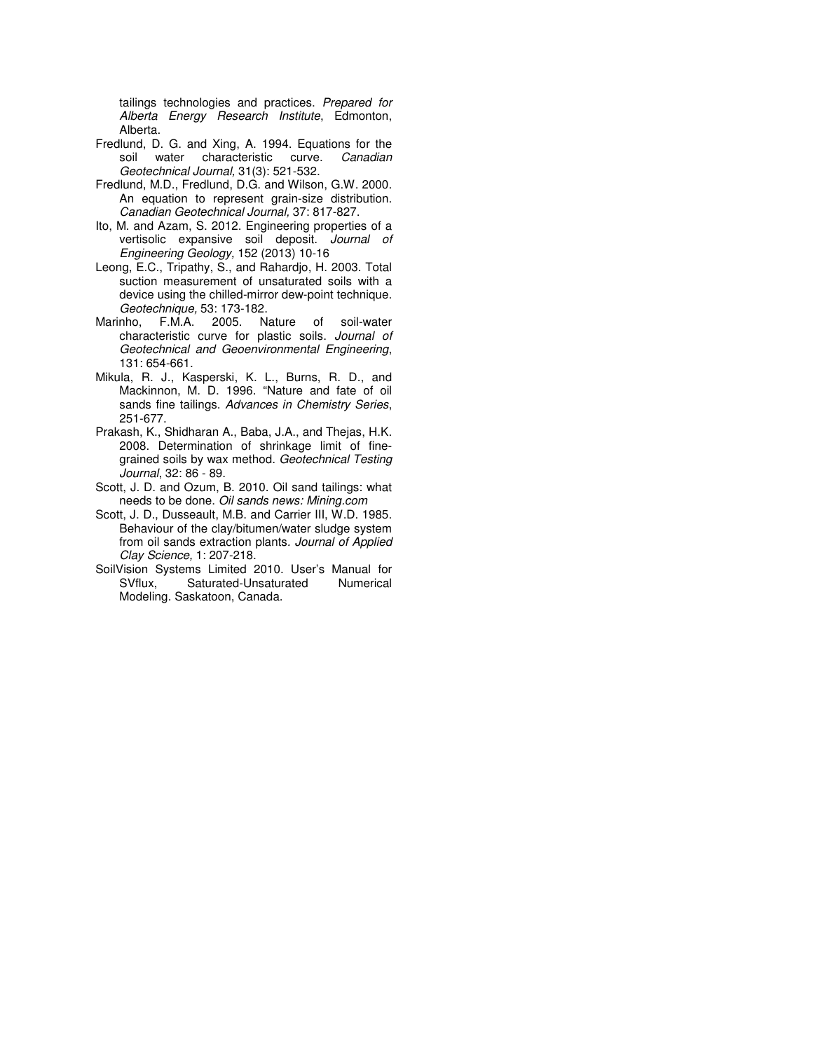tailings technologies and practices. *Prepared for Alberta Energy Research Institute*, Edmonton, Alberta.

Fredlund, D. G. and Xing, A. 1994. Equations for the soil water characteristic curve. *Canadian Geotechnical Journal,* 31(3): 521-532.

Fredlund, M.D., Fredlund, D.G. and Wilson, G.W. 2000. An equation to represent grain-size distribution. *Canadian Geotechnical Journal,* 37: 817-827.

Ito, M. and Azam, S. 2012. Engineering properties of a vertisolic expansive soil deposit. *Journal of Engineering Geology*, 152 (2013) 10-16

Leong, E.C., Tripathy, S., and Rahardjo, H. 2003. Total suction measurement of unsaturated soils with a device using the chilled-mirror dew-point technique. *Geotechnique,* 53: 173-182.

Marinho, F.M.A. 2005. Nature of soil-water characteristic curve for plastic soils. *Journal of Geotechnical and Geoenvironmental Engineering*, 131: 654-661.

Mikula, R. J., Kasperski, K. L., Burns, R. D., and Mackinnon, M. D. 1996. "Nature and fate of oil sands fine tailings. *Advances in Chemistry Series*, 251-677.

Prakash, K., Shidharan A., Baba, J.A., and Thejas, H.K. 2008. Determination of shrinkage limit of fine-grained soils by wax method. *Geotechnical Testing Journal*, 32: 86 - 89.

Scott, J. D. and Ozum, B. 2010. Oil sand tailings: what needs to be done. *Oil sands news: Mining.com*

Scott, J. D., Dusseault, M.B. and Carrier III, W.D. 1985. Behaviour of the clay/bitumen/water sludge system from oil sands extraction plants. *Journal of Applied Clay Science,* 1: 207-218.

SoilVision Systems Limited 2010. User's Manual for SVflux, Saturated-Unsaturated Numerical Modeling. Saskatoon, Canada.